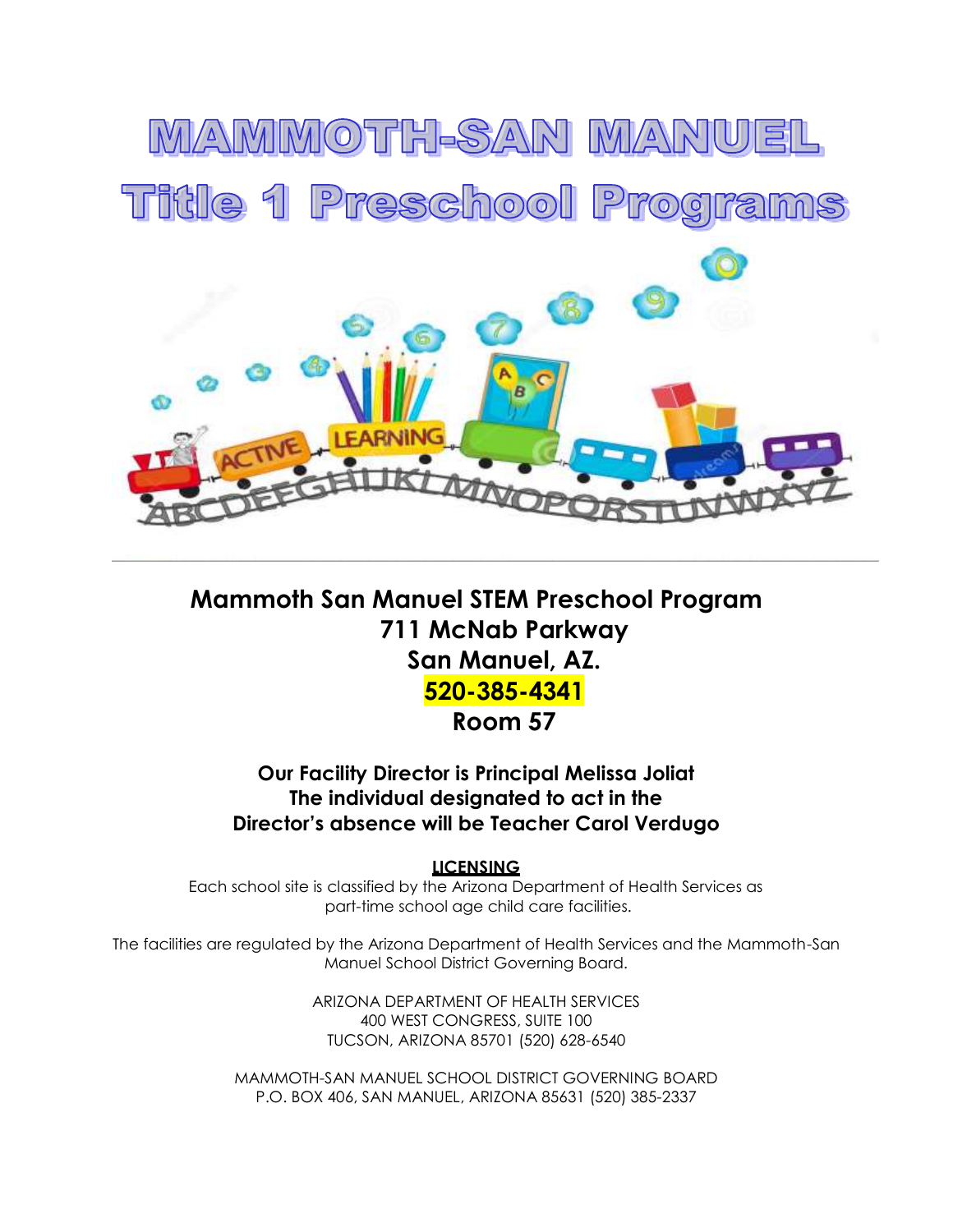# MAMMOTH-SAN MANUEL
# Title 1 Preschool Programs

---

**Mammoth San Manuel STEM Preschool Program**
**711 McNab Parkway**
**San Manuel, AZ.**
**520-385-4341**
**Room 57**

**Our Facility Director is Principal Melissa Joliat**
**The individual designated to act in the**
**Director's absence will be Teacher Carol Verdugo**

**LICENSING**

Each school site is classified by the Arizona Department of Health Services as part-time school age child care facilities.

The facilities are regulated by the Arizona Department of Health Services and the Mammoth-San Manuel School District Governing Board.

ARIZONA DEPARTMENT OF HEALTH SERVICES
400 WEST CONGRESS, SUITE 100
TUCSON, ARIZONA 85701 (520) 628-6540

MAMMOTH-SAN MANUEL SCHOOL DISTRICT GOVERNING BOARD
P.O. BOX 406, SAN MANUEL, ARIZONA 85631 (520) 385-2337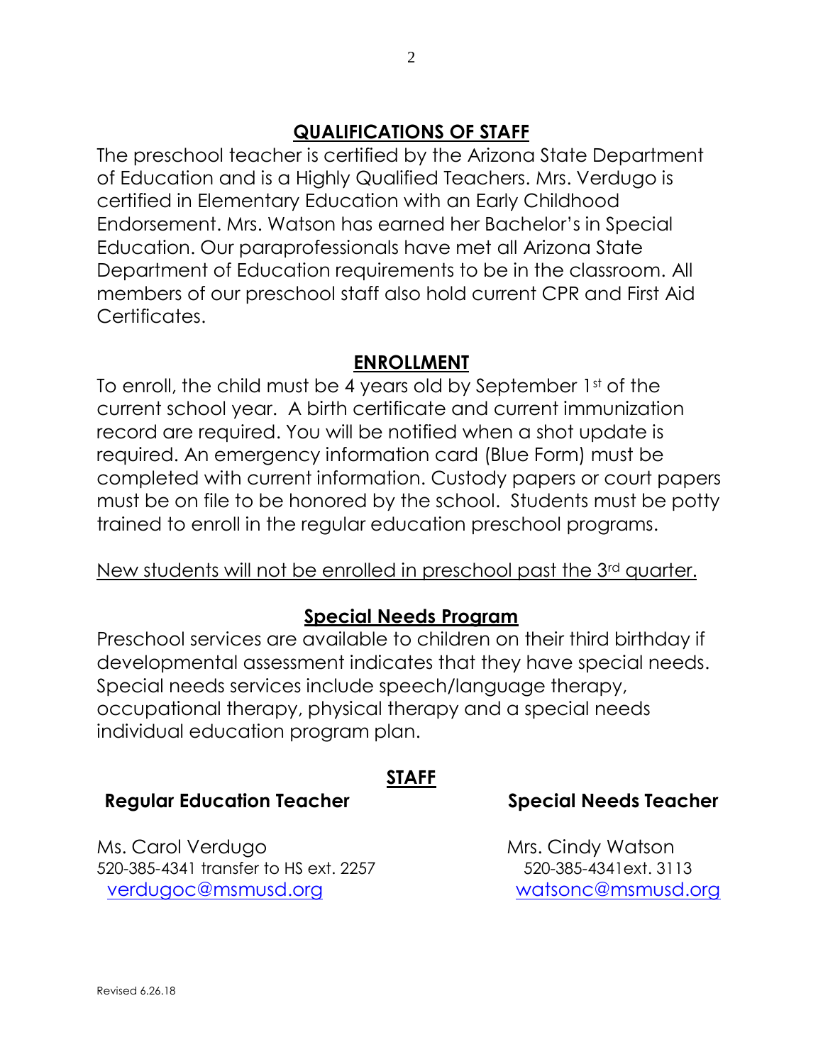## QUALIFICATIONS OF STAFF

The preschool teacher is certified by the Arizona State Department of Education and is a Highly Qualified Teachers. Mrs. Verdugo is certified in Elementary Education with an Early Childhood Endorsement. Mrs. Watson has earned her Bachelor's in Special Education. Our paraprofessionals have met all Arizona State Department of Education requirements to be in the classroom. All members of our preschool staff also hold current CPR and First Aid Certificates.

## ENROLLMENT

To enroll, the child must be 4 years old by September 1st of the current school year. A birth certificate and current immunization record are required. You will be notified when a shot update is required. An emergency information card (Blue Form) must be completed with current information. Custody papers or court papers must be on file to be honored by the school. Students must be potty trained to enroll in the regular education preschool programs.

New students will not be enrolled in preschool past the 3rd quarter.

## Special Needs Program

Preschool services are available to children on their third birthday if developmental assessment indicates that they have special needs. Special needs services include speech/language therapy, occupational therapy, physical therapy and a special needs individual education program plan.

## STAFF

**Regular Education Teacher**

Ms. Carol Verdugo
520-385-4341 transfer to HS ext. 2257
verdugoc@msmusd.org

**Special Needs Teacher**

Mrs. Cindy Watson
520-385-4341ext. 3113
watsonc@msmusd.org

Revised 6.26.18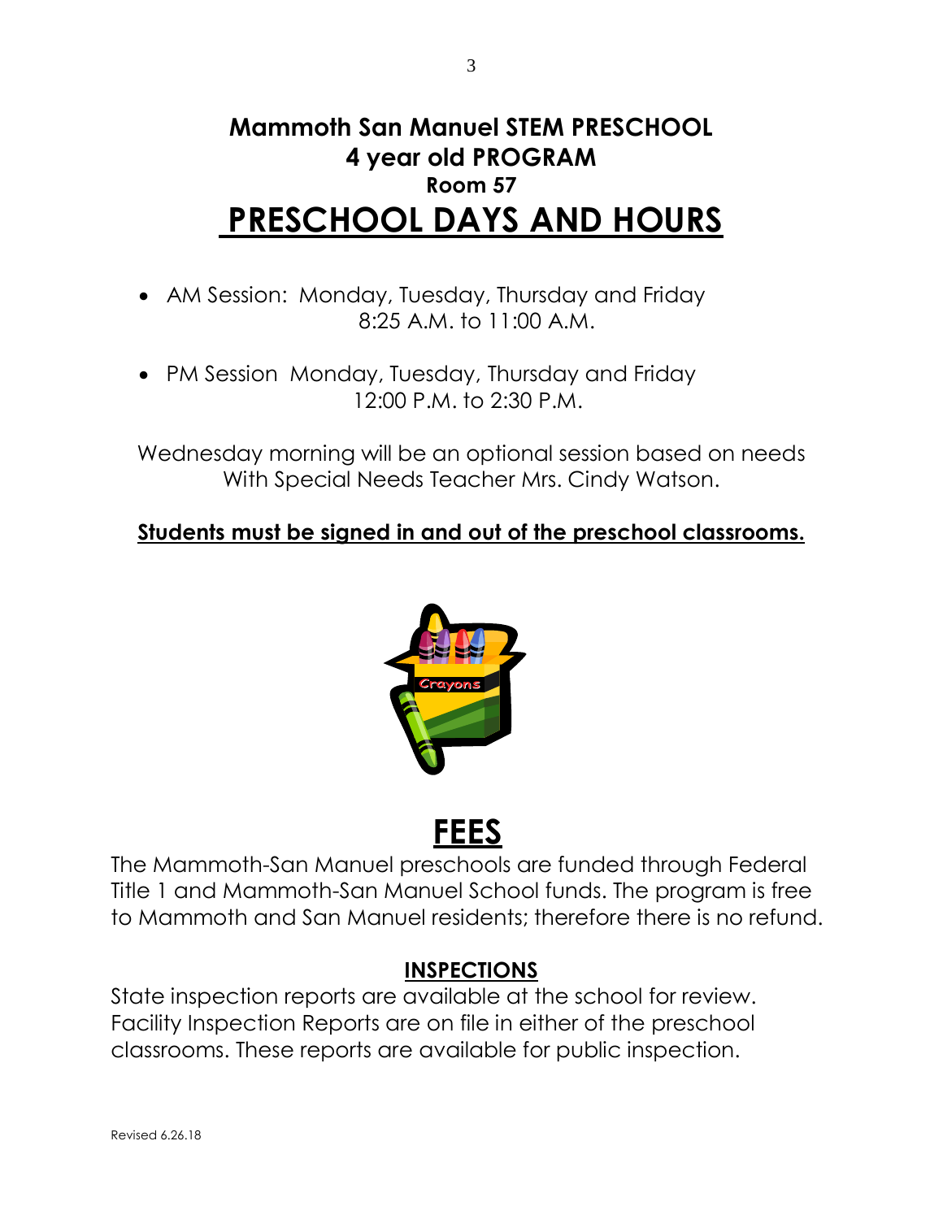# Mammoth San Manuel STEM PRESCHOOL
## 4 year old PROGRAM
### Room 57

# PRESCHOOL DAYS AND HOURS

- AM Session: Monday, Tuesday, Thursday and Friday
  8:25 A.M. to 11:00 A.M.

- PM Session Monday, Tuesday, Thursday and Friday
  12:00 P.M. to 2:30 P.M.

Wednesday morning will be an optional session based on needs With Special Needs Teacher Mrs. Cindy Watson.

**Students must be signed in and out of the preschool classrooms.**

# FEES

The Mammoth-San Manuel preschools are funded through Federal Title 1 and Mammoth-San Manuel School funds. The program is free to Mammoth and San Manuel residents; therefore there is no refund.

## INSPECTIONS

State inspection reports are available at the school for review. Facility Inspection Reports are on file in either of the preschool classrooms. These reports are available for public inspection.

Revised 6.26.18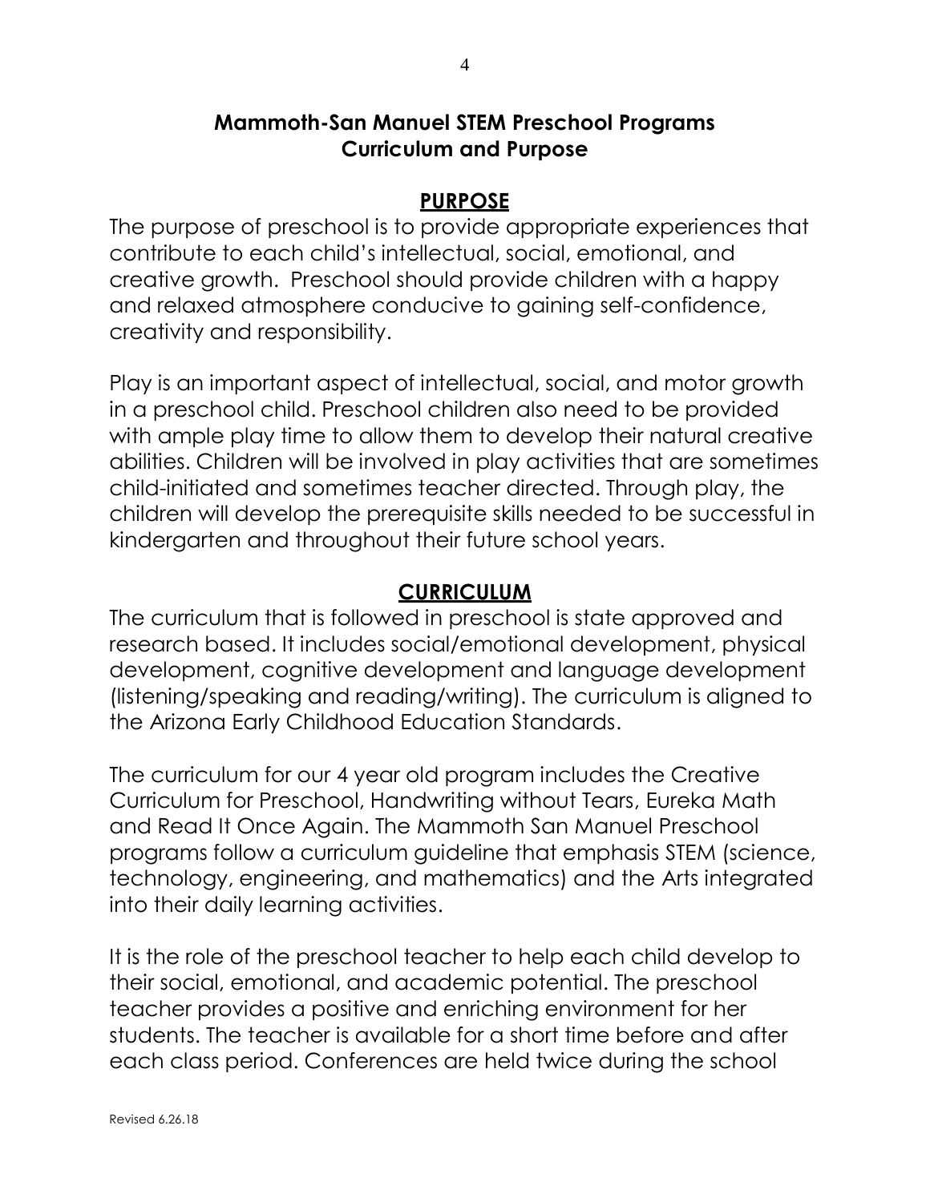# Mammoth-San Manuel STEM Preschool Programs
# Curriculum and Purpose

## PURPOSE

The purpose of preschool is to provide appropriate experiences that contribute to each child's intellectual, social, emotional, and creative growth. Preschool should provide children with a happy and relaxed atmosphere conducive to gaining self-confidence, creativity and responsibility.

Play is an important aspect of intellectual, social, and motor growth in a preschool child. Preschool children also need to be provided with ample play time to allow them to develop their natural creative abilities. Children will be involved in play activities that are sometimes child-initiated and sometimes teacher directed. Through play, the children will develop the prerequisite skills needed to be successful in kindergarten and throughout their future school years.

## CURRICULUM

The curriculum that is followed in preschool is state approved and research based. It includes social/emotional development, physical development, cognitive development and language development (listening/speaking and reading/writing). The curriculum is aligned to the Arizona Early Childhood Education Standards.

The curriculum for our 4 year old program includes the Creative Curriculum for Preschool, Handwriting without Tears, Eureka Math and Read It Once Again. The Mammoth San Manuel Preschool programs follow a curriculum guideline that emphasis STEM (science, technology, engineering, and mathematics) and the Arts integrated into their daily learning activities.

It is the role of the preschool teacher to help each child develop to their social, emotional, and academic potential. The preschool teacher provides a positive and enriching environment for her students. The teacher is available for a short time before and after each class period. Conferences are held twice during the school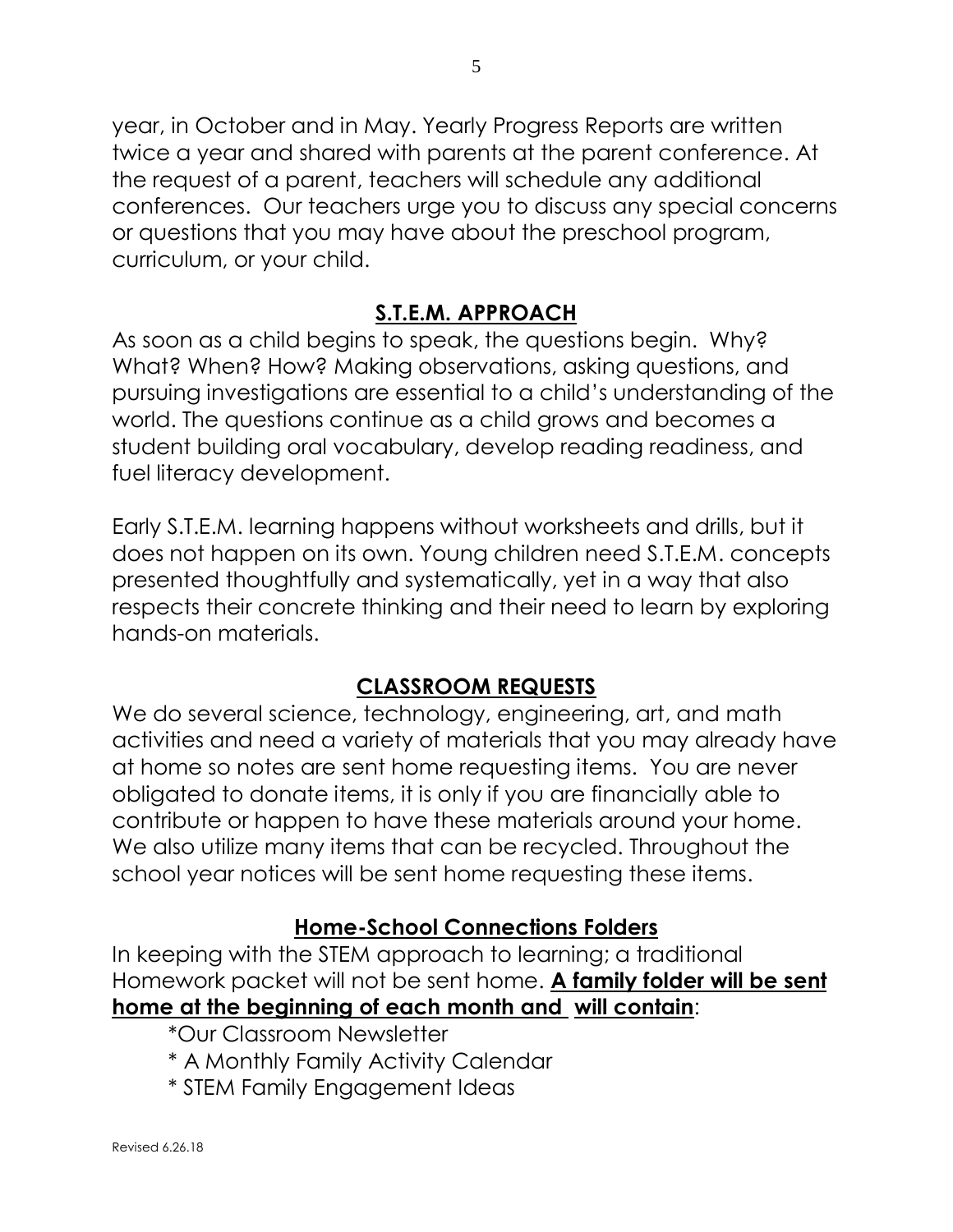year, in October and in May. Yearly Progress Reports are written twice a year and shared with parents at the parent conference. At the request of a parent, teachers will schedule any additional conferences. Our teachers urge you to discuss any special concerns or questions that you may have about the preschool program, curriculum, or your child.

## S.T.E.M. APPROACH

As soon as a child begins to speak, the questions begin. Why? What? When? How? Making observations, asking questions, and pursuing investigations are essential to a child's understanding of the world. The questions continue as a child grows and becomes a student building oral vocabulary, develop reading readiness, and fuel literacy development.

Early S.T.E.M. learning happens without worksheets and drills, but it does not happen on its own. Young children need S.T.E.M. concepts presented thoughtfully and systematically, yet in a way that also respects their concrete thinking and their need to learn by exploring hands-on materials.

## CLASSROOM REQUESTS

We do several science, technology, engineering, art, and math activities and need a variety of materials that you may already have at home so notes are sent home requesting items. You are never obligated to donate items, it is only if you are financially able to contribute or happen to have these materials around your home. We also utilize many items that can be recycled. Throughout the school year notices will be sent home requesting these items.

## Home-School Connections Folders

In keeping with the STEM approach to learning; a traditional Homework packet will not be sent home. **A family folder will be sent home at the beginning of each month and will contain**:

- *Our Classroom Newsletter
- * A Monthly Family Activity Calendar
- * STEM Family Engagement Ideas

Revised 6.26.18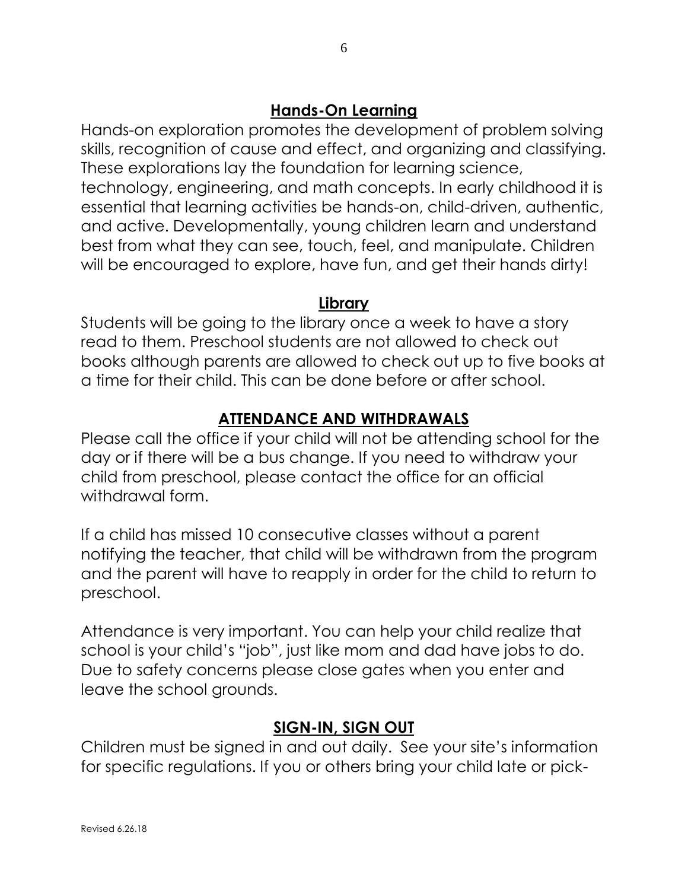## Hands-On Learning

Hands-on exploration promotes the development of problem solving skills, recognition of cause and effect, and organizing and classifying. These explorations lay the foundation for learning science, technology, engineering, and math concepts. In early childhood it is essential that learning activities be hands-on, child-driven, authentic, and active. Developmentally, young children learn and understand best from what they can see, touch, feel, and manipulate. Children will be encouraged to explore, have fun, and get their hands dirty!

## Library

Students will be going to the library once a week to have a story read to them. Preschool students are not allowed to check out books although parents are allowed to check out up to five books at a time for their child. This can be done before or after school.

## ATTENDANCE AND WITHDRAWALS

Please call the office if your child will not be attending school for the day or if there will be a bus change. If you need to withdraw your child from preschool, please contact the office for an official withdrawal form.

If a child has missed 10 consecutive classes without a parent notifying the teacher, that child will be withdrawn from the program and the parent will have to reapply in order for the child to return to preschool.

Attendance is very important. You can help your child realize that school is your child's "job", just like mom and dad have jobs to do. Due to safety concerns please close gates when you enter and leave the school grounds.

## SIGN-IN, SIGN OUT

Children must be signed in and out daily. See your site's information for specific regulations. If you or others bring your child late or pick-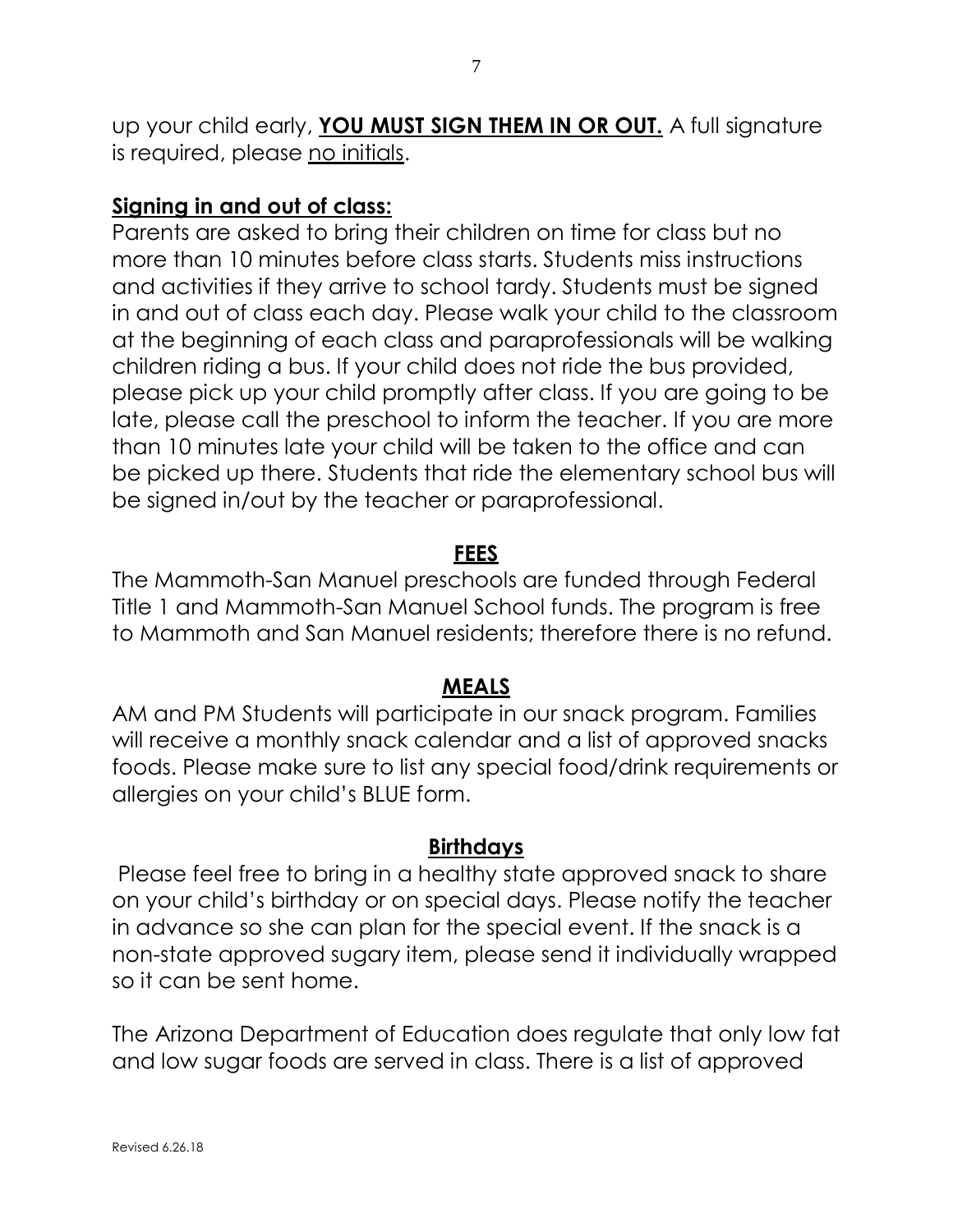up your child early, **<u>YOU MUST SIGN THEM IN OR OUT.</u>** A full signature is required, please <u>no initials</u>.

**<u>Signing in and out of class:</u>**

Parents are asked to bring their children on time for class but no more than 10 minutes before class starts. Students miss instructions and activities if they arrive to school tardy. Students must be signed in and out of class each day. Please walk your child to the classroom at the beginning of each class and paraprofessionals will be walking children riding a bus. If your child does not ride the bus provided, please pick up your child promptly after class. If you are going to be late, please call the preschool to inform the teacher. If you are more than 10 minutes late your child will be taken to the office and can be picked up there. Students that ride the elementary school bus will be signed in/out by the teacher or paraprofessional.

## <u>FEES</u>

The Mammoth-San Manuel preschools are funded through Federal Title 1 and Mammoth-San Manuel School funds. The program is free to Mammoth and San Manuel residents; therefore there is no refund.

## <u>MEALS</u>

AM and PM Students will participate in our snack program. Families will receive a monthly snack calendar and a list of approved snacks foods. Please make sure to list any special food/drink requirements or allergies on your child's BLUE form.

## <u>Birthdays</u>

Please feel free to bring in a healthy state approved snack to share on your child's birthday or on special days. Please notify the teacher in advance so she can plan for the special event. If the snack is a non-state approved sugary item, please send it individually wrapped so it can be sent home.

The Arizona Department of Education does regulate that only low fat and low sugar foods are served in class. There is a list of approved

Revised 6.26.18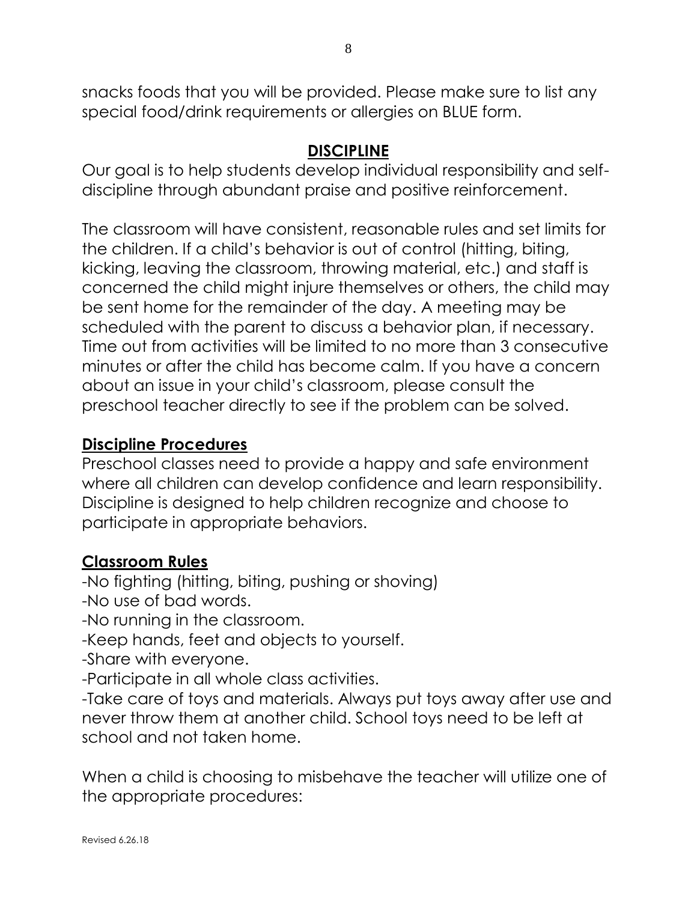snacks foods that you will be provided. Please make sure to list any special food/drink requirements or allergies on BLUE form.

## DISCIPLINE

Our goal is to help students develop individual responsibility and self-discipline through abundant praise and positive reinforcement.

The classroom will have consistent, reasonable rules and set limits for the children. If a child's behavior is out of control (hitting, biting, kicking, leaving the classroom, throwing material, etc.) and staff is concerned the child might injure themselves or others, the child may be sent home for the remainder of the day. A meeting may be scheduled with the parent to discuss a behavior plan, if necessary. Time out from activities will be limited to no more than 3 consecutive minutes or after the child has become calm. If you have a concern about an issue in your child's classroom, please consult the preschool teacher directly to see if the problem can be solved.

### Discipline Procedures

Preschool classes need to provide a happy and safe environment where all children can develop confidence and learn responsibility. Discipline is designed to help children recognize and choose to participate in appropriate behaviors.

### Classroom Rules

-No fighting (hitting, biting, pushing or shoving)
-No use of bad words.
-No running in the classroom.
-Keep hands, feet and objects to yourself.
-Share with everyone.
-Participate in all whole class activities.
-Take care of toys and materials. Always put toys away after use and never throw them at another child. School toys need to be left at school and not taken home.

When a child is choosing to misbehave the teacher will utilize one of the appropriate procedures: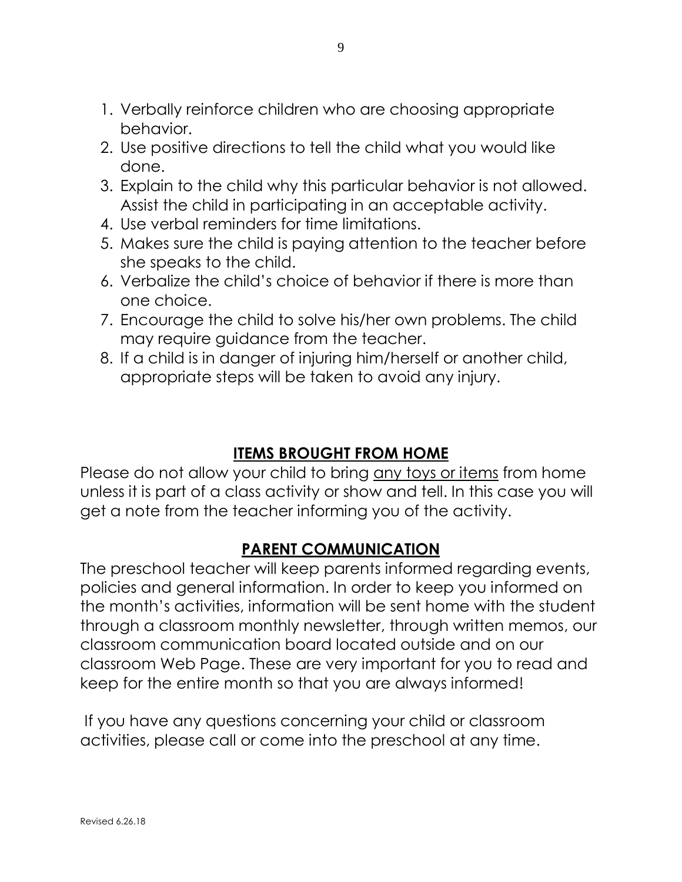1. Verbally reinforce children who are choosing appropriate behavior.
2. Use positive directions to tell the child what you would like done.
3. Explain to the child why this particular behavior is not allowed. Assist the child in participating in an acceptable activity.
4. Use verbal reminders for time limitations.
5. Makes sure the child is paying attention to the teacher before she speaks to the child.
6. Verbalize the child's choice of behavior if there is more than one choice.
7. Encourage the child to solve his/her own problems. The child may require guidance from the teacher.
8. If a child is in danger of injuring him/herself or another child, appropriate steps will be taken to avoid any injury.

## ITEMS BROUGHT FROM HOME

Please do not allow your child to bring <u>any toys or items</u> from home unless it is part of a class activity or show and tell. In this case you will get a note from the teacher informing you of the activity.

## PARENT COMMUNICATION

The preschool teacher will keep parents informed regarding events, policies and general information. In order to keep you informed on the month's activities, information will be sent home with the student through a classroom monthly newsletter, through written memos, our classroom communication board located outside and on our classroom Web Page. These are very important for you to read and keep for the entire month so that you are always informed!

If you have any questions concerning your child or classroom activities, please call or come into the preschool at any time.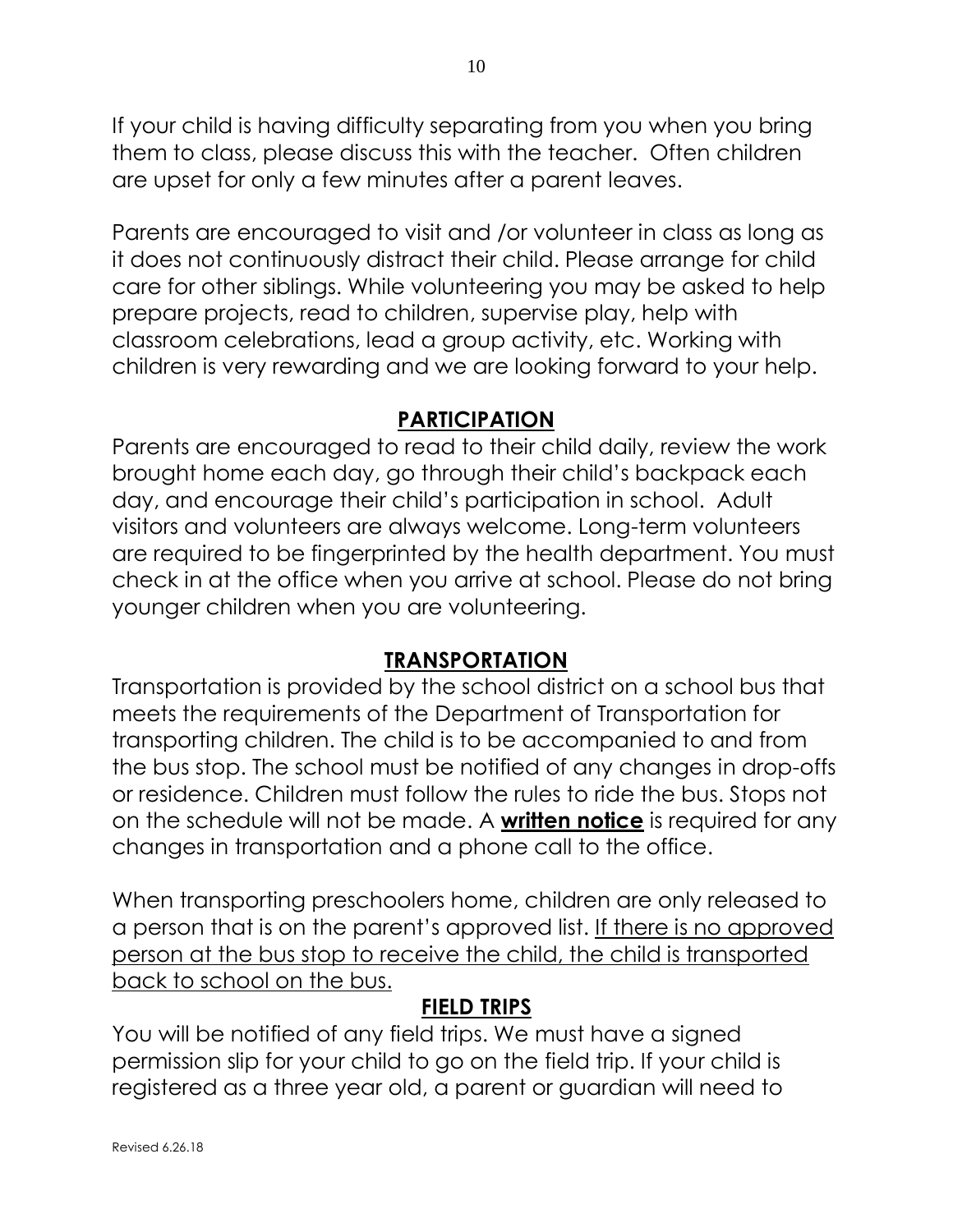If your child is having difficulty separating from you when you bring them to class, please discuss this with the teacher. Often children are upset for only a few minutes after a parent leaves.

Parents are encouraged to visit and /or volunteer in class as long as it does not continuously distract their child. Please arrange for child care for other siblings. While volunteering you may be asked to help prepare projects, read to children, supervise play, help with classroom celebrations, lead a group activity, etc. Working with children is very rewarding and we are looking forward to your help.

## PARTICIPATION

Parents are encouraged to read to their child daily, review the work brought home each day, go through their child's backpack each day, and encourage their child's participation in school. Adult visitors and volunteers are always welcome. Long-term volunteers are required to be fingerprinted by the health department. You must check in at the office when you arrive at school. Please do not bring younger children when you are volunteering.

## TRANSPORTATION

Transportation is provided by the school district on a school bus that meets the requirements of the Department of Transportation for transporting children. The child is to be accompanied to and from the bus stop. The school must be notified of any changes in drop-offs or residence. Children must follow the rules to ride the bus. Stops not on the schedule will not be made. A **written notice** is required for any changes in transportation and a phone call to the office.

When transporting preschoolers home, children are only released to a person that is on the parent's approved list. If there is no approved person at the bus stop to receive the child, the child is transported back to school on the bus.

## FIELD TRIPS

You will be notified of any field trips. We must have a signed permission slip for your child to go on the field trip. If your child is registered as a three year old, a parent or guardian will need to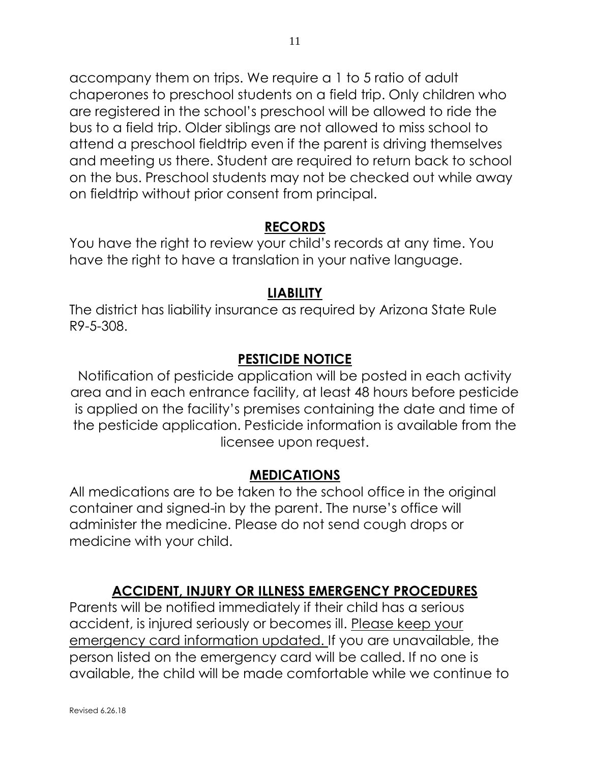accompany them on trips. We require a 1 to 5 ratio of adult chaperones to preschool students on a field trip. Only children who are registered in the school's preschool will be allowed to ride the bus to a field trip. Older siblings are not allowed to miss school to attend a preschool fieldtrip even if the parent is driving themselves and meeting us there. Student are required to return back to school on the bus. Preschool students may not be checked out while away on fieldtrip without prior consent from principal.

## RECORDS

You have the right to review your child's records at any time. You have the right to have a translation in your native language.

## LIABILITY

The district has liability insurance as required by Arizona State Rule R9-5-308.

## PESTICIDE NOTICE

Notification of pesticide application will be posted in each activity area and in each entrance facility, at least 48 hours before pesticide is applied on the facility's premises containing the date and time of the pesticide application. Pesticide information is available from the licensee upon request.

## MEDICATIONS

All medications are to be taken to the school office in the original container and signed-in by the parent. The nurse's office will administer the medicine. Please do not send cough drops or medicine with your child.

## ACCIDENT, INJURY OR ILLNESS EMERGENCY PROCEDURES

Parents will be notified immediately if their child has a serious accident, is injured seriously or becomes ill. <u>Please keep your emergency card information updated.</u> If you are unavailable, the person listed on the emergency card will be called. If no one is available, the child will be made comfortable while we continue to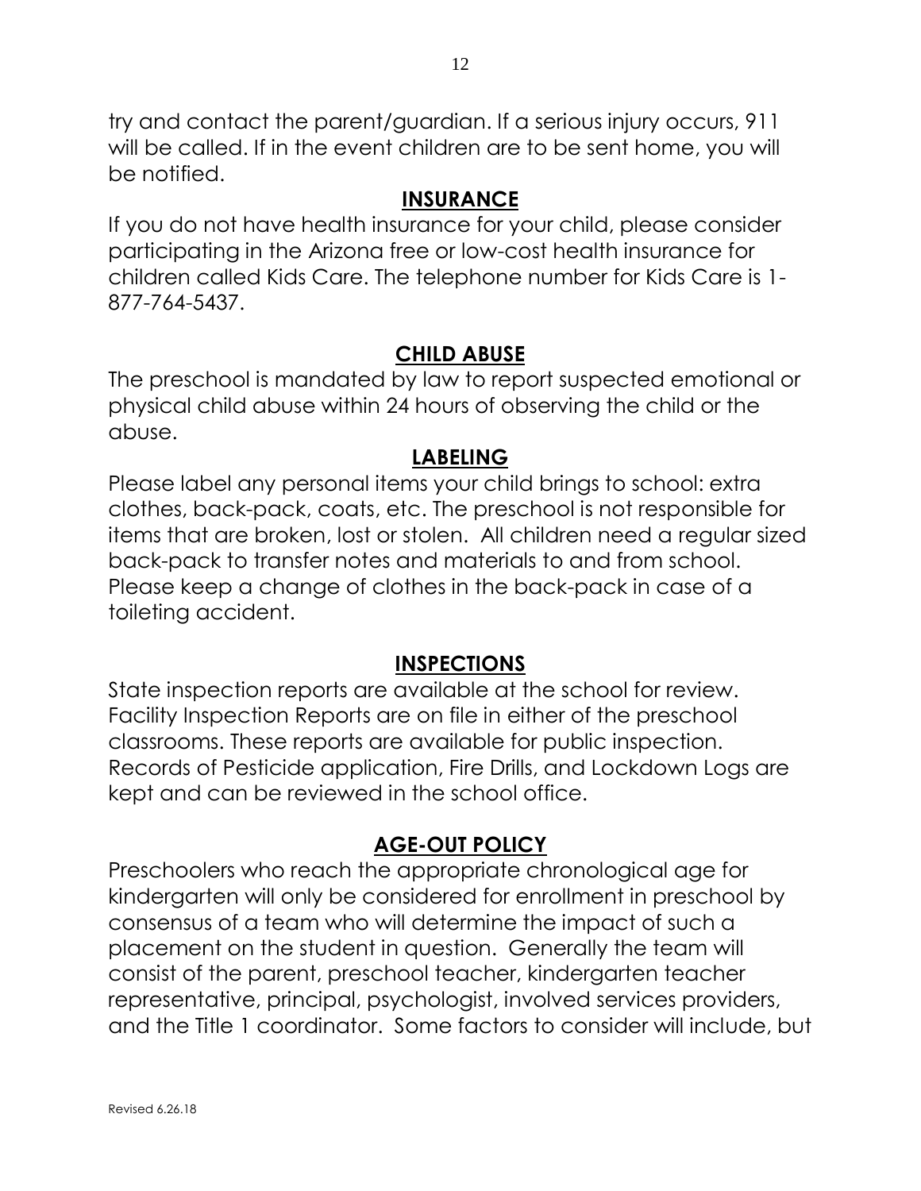try and contact the parent/guardian. If a serious injury occurs, 911 will be called. If in the event children are to be sent home, you will be notified.

## INSURANCE

If you do not have health insurance for your child, please consider participating in the Arizona free or low-cost health insurance for children called Kids Care. The telephone number for Kids Care is 1-877-764-5437.

## CHILD ABUSE

The preschool is mandated by law to report suspected emotional or physical child abuse within 24 hours of observing the child or the abuse.

## LABELING

Please label any personal items your child brings to school: extra clothes, back-pack, coats, etc. The preschool is not responsible for items that are broken, lost or stolen. All children need a regular sized back-pack to transfer notes and materials to and from school. Please keep a change of clothes in the back-pack in case of a toileting accident.

## INSPECTIONS

State inspection reports are available at the school for review. Facility Inspection Reports are on file in either of the preschool classrooms. These reports are available for public inspection. Records of Pesticide application, Fire Drills, and Lockdown Logs are kept and can be reviewed in the school office.

## AGE-OUT POLICY

Preschoolers who reach the appropriate chronological age for kindergarten will only be considered for enrollment in preschool by consensus of a team who will determine the impact of such a placement on the student in question. Generally the team will consist of the parent, preschool teacher, kindergarten teacher representative, principal, psychologist, involved services providers, and the Title 1 coordinator. Some factors to consider will include, but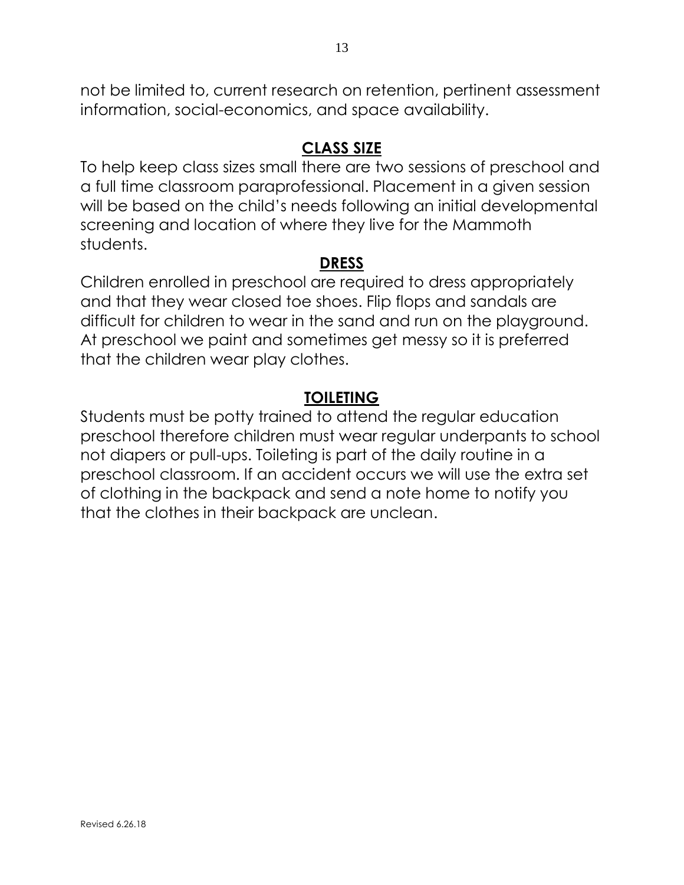not be limited to, current research on retention, pertinent assessment information, social-economics, and space availability.

## CLASS SIZE

To help keep class sizes small there are two sessions of preschool and a full time classroom paraprofessional. Placement in a given session will be based on the child's needs following an initial developmental screening and location of where they live for the Mammoth students.

## DRESS

Children enrolled in preschool are required to dress appropriately and that they wear closed toe shoes. Flip flops and sandals are difficult for children to wear in the sand and run on the playground. At preschool we paint and sometimes get messy so it is preferred that the children wear play clothes.

## TOILETING

Students must be potty trained to attend the regular education preschool therefore children must wear regular underpants to school not diapers or pull-ups. Toileting is part of the daily routine in a preschool classroom. If an accident occurs we will use the extra set of clothing in the backpack and send a note home to notify you that the clothes in their backpack are unclean.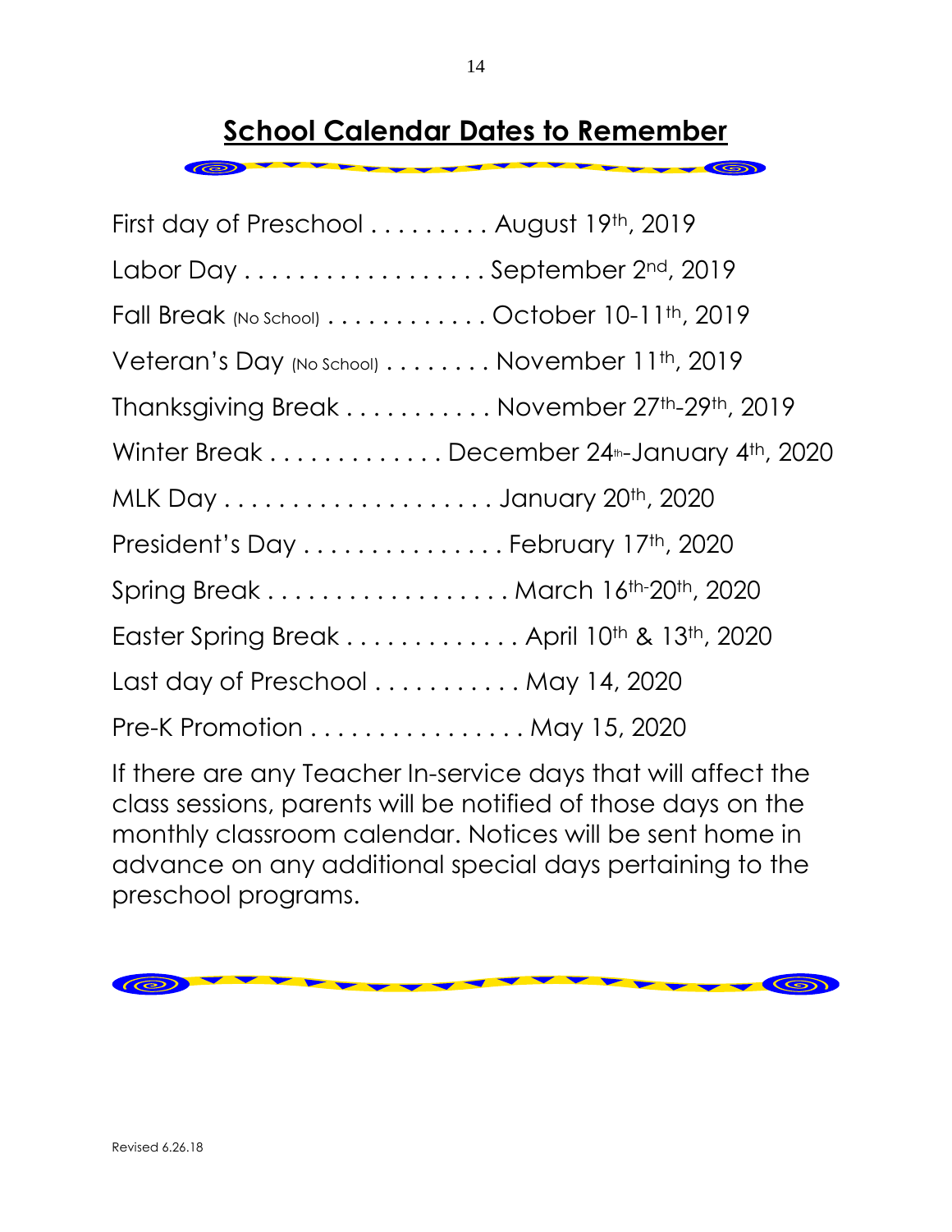# School Calendar Dates to Remember

First day of Preschool . . . . . . . . . August 19th, 2019

Labor Day . . . . . . . . . . . . . . . . . . September 2nd, 2019

Fall Break (No School) . . . . . . . . . . . . October 10-11th, 2019

Veteran's Day (No School) . . . . . . . . November 11th, 2019

Thanksgiving Break . . . . . . . . . . . November 27th-29th, 2019

Winter Break . . . . . . . . . . . . . December 24th-January 4th, 2020

MLK Day . . . . . . . . . . . . . . . . . . . . January 20th, 2020

President's Day . . . . . . . . . . . . . . . February 17th, 2020

Spring Break . . . . . . . . . . . . . . . . . . March 16th-20th, 2020

Easter Spring Break . . . . . . . . . . . . . April 10th & 13th, 2020

Last day of Preschool . . . . . . . . . . . May 14, 2020

Pre-K Promotion . . . . . . . . . . . . . . . . May 15, 2020

If there are any Teacher In-service days that will affect the class sessions, parents will be notified of those days on the monthly classroom calendar. Notices will be sent home in advance on any additional special days pertaining to the preschool programs.

Revised 6.26.18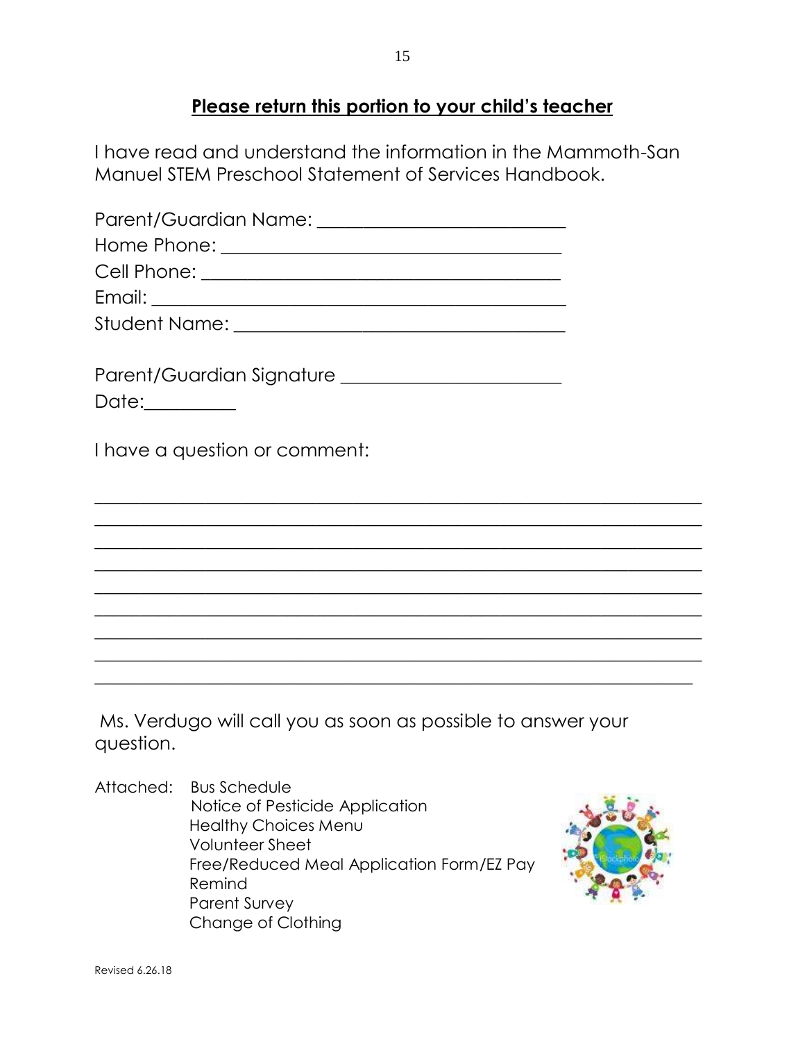**Please return this portion to your child's teacher**

I have read and understand the information in the Mammoth-San Manuel STEM Preschool Statement of Services Handbook.

Parent/Guardian Name: ___________________________

Home Phone: _____________________________________

Cell Phone: ______________________________________

Email: __________________________________________

Student Name: ___________________________________

Parent/Guardian Signature ________________________

Date:__________

I have a question or comment:

_____________________________________________________________________

_____________________________________________________________________

_____________________________________________________________________

_____________________________________________________________________

_____________________________________________________________________

_____________________________________________________________________

_____________________________________________________________________

_____________________________________________________________________

____________________________________________________________________

Ms. Verdugo will call you as soon as possible to answer your question.

Attached:
- Bus Schedule
- Notice of Pesticide Application
- Healthy Choices Menu
- Volunteer Sheet
- Free/Reduced Meal Application Form/EZ Pay
- Remind
- Parent Survey
- Change of Clothing

Revised 6.26.18